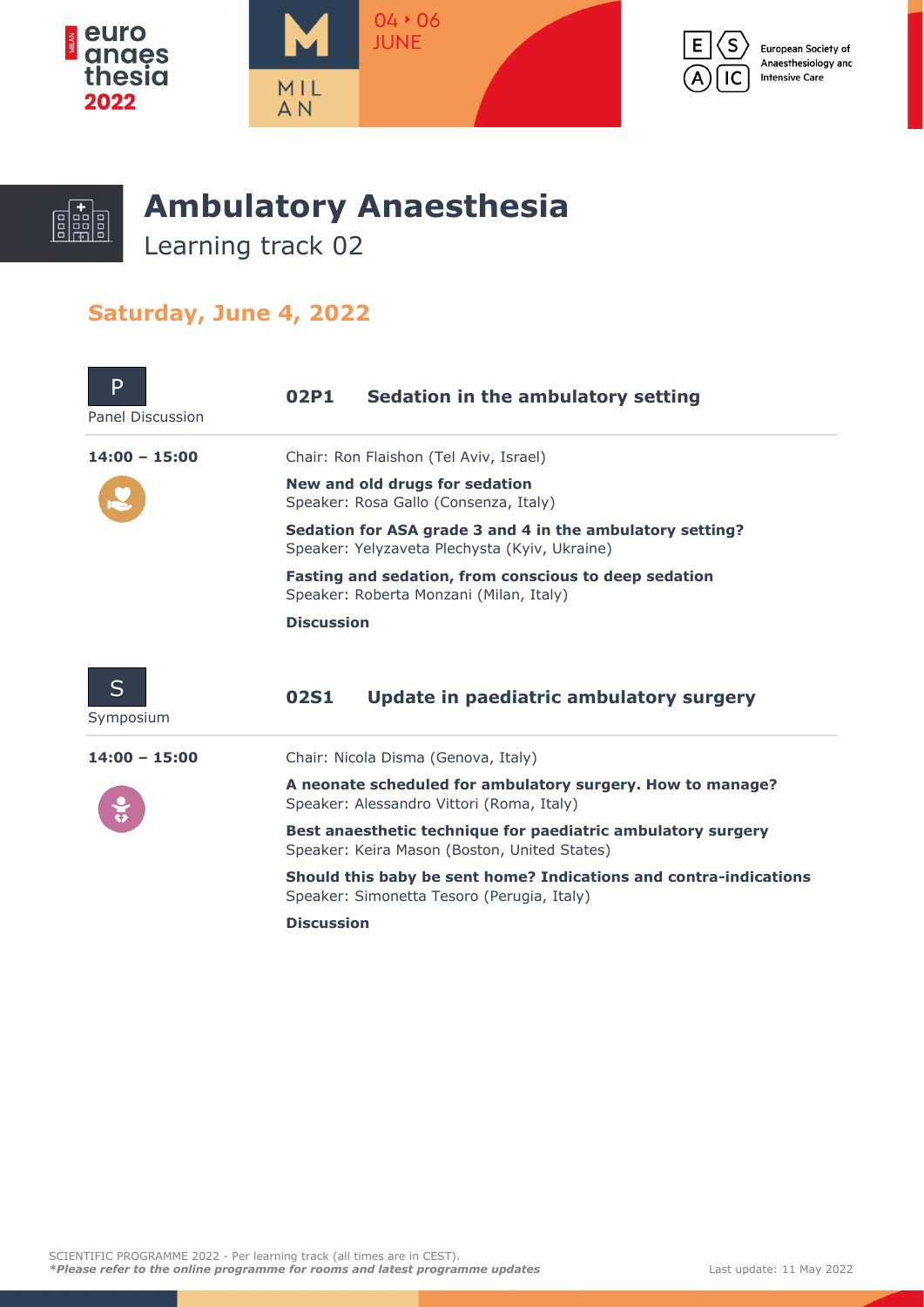# Ambulatory Anaesthesia

Learning track 02

## Saturday, June 4, 2022

P
Panel Discussion

### 02P1 Sedation in the ambulatory setting

**14:00 – 15:00**

Chair: Ron Flaishon (Tel Aviv, Israel)

**New and old drugs for sedation**
Speaker: Rosa Gallo (Consenza, Italy)

**Sedation for ASA grade 3 and 4 in the ambulatory setting?**
Speaker: Yelyzaveta Plechysta (Kyiv, Ukraine)

**Fasting and sedation, from conscious to deep sedation**
Speaker: Roberta Monzani (Milan, Italy)

**Discussion**

S
Symposium

### 02S1 Update in paediatric ambulatory surgery

**14:00 – 15:00**

Chair: Nicola Disma (Genova, Italy)

**A neonate scheduled for ambulatory surgery. How to manage?**
Speaker: Alessandro Vittori (Roma, Italy)

**Best anaesthetic technique for paediatric ambulatory surgery**
Speaker: Keira Mason (Boston, United States)

**Should this baby be sent home? Indications and contra-indications**
Speaker: Simonetta Tesoro (Perugia, Italy)

**Discussion**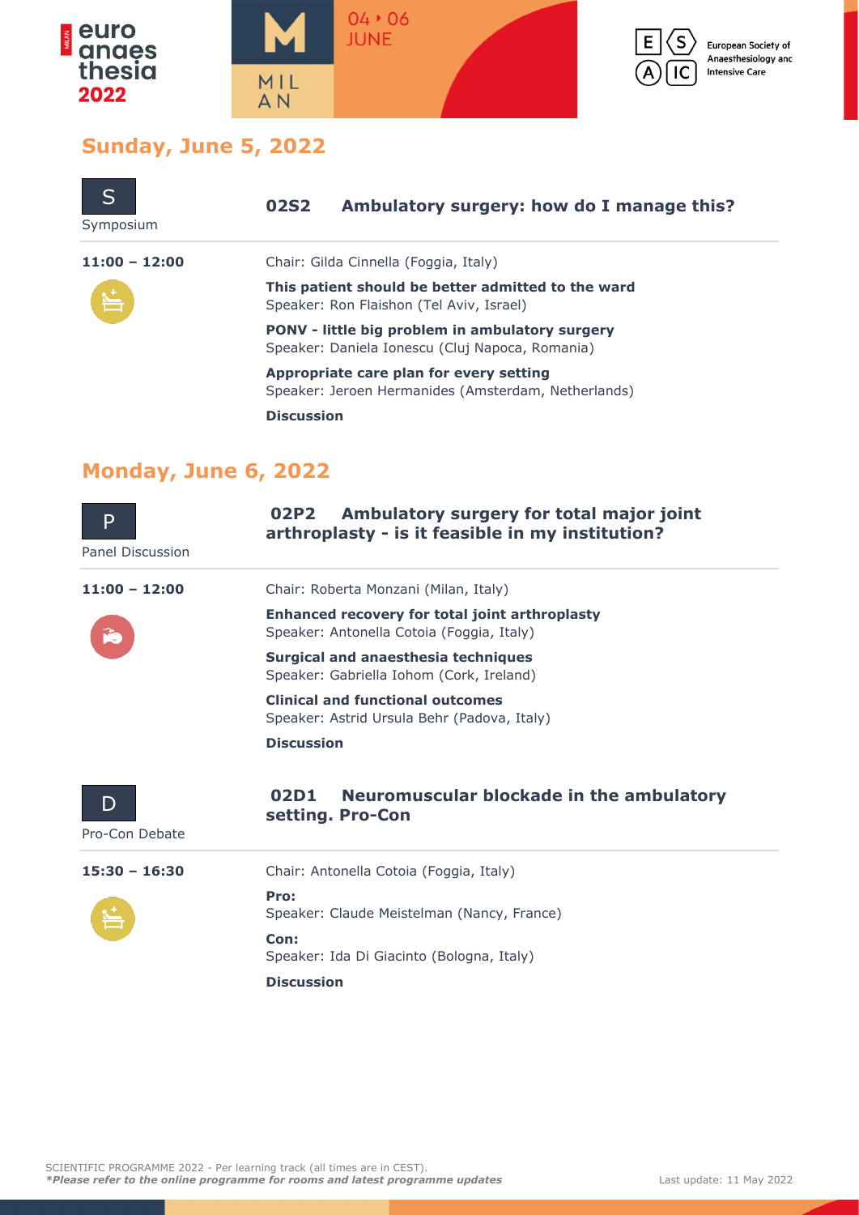## Sunday, June 5, 2022

S
Symposium

### 02S2 Ambulatory surgery: how do I manage this?

**11:00 – 12:00**

Chair: Gilda Cinnella (Foggia, Italy)

**This patient should be better admitted to the ward**
Speaker: Ron Flaishon (Tel Aviv, Israel)

**PONV - little big problem in ambulatory surgery**
Speaker: Daniela Ionescu (Cluj Napoca, Romania)

**Appropriate care plan for every setting**
Speaker: Jeroen Hermanides (Amsterdam, Netherlands)

**Discussion**

## Monday, June 6, 2022

P
Panel Discussion

### 02P2 Ambulatory surgery for total major joint arthroplasty - is it feasible in my institution?

**11:00 – 12:00**

Chair: Roberta Monzani (Milan, Italy)

**Enhanced recovery for total joint arthroplasty**
Speaker: Antonella Cotoia (Foggia, Italy)

**Surgical and anaesthesia techniques**
Speaker: Gabriella Iohom (Cork, Ireland)

**Clinical and functional outcomes**
Speaker: Astrid Ursula Behr (Padova, Italy)

**Discussion**

D
Pro-Con Debate

### 02D1 Neuromuscular blockade in the ambulatory setting. Pro-Con

**15:30 – 16:30**

Chair: Antonella Cotoia (Foggia, Italy)

**Pro:**
Speaker: Claude Meistelman (Nancy, France)

**Con:**
Speaker: Ida Di Giacinto (Bologna, Italy)

**Discussion**